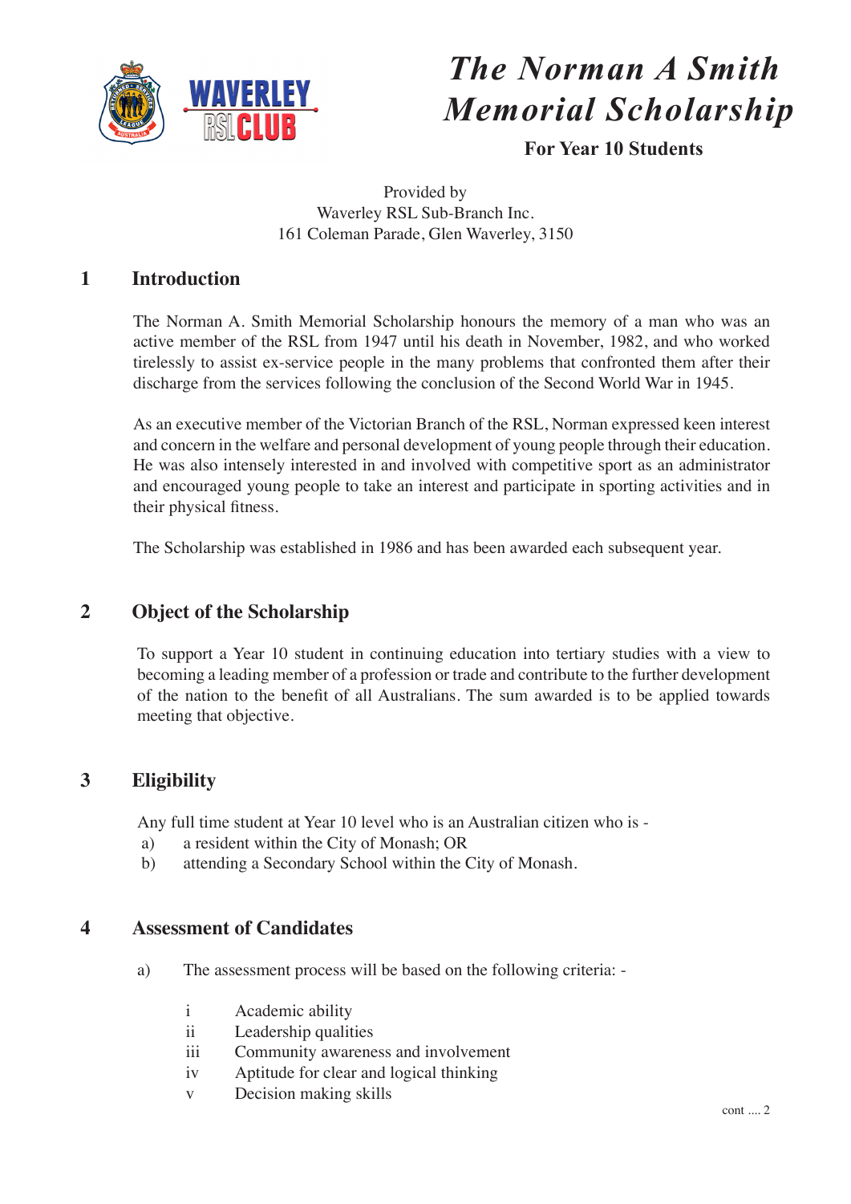# *The Norman A Smith Memorial Scholarship*

**For Year 10 Students**

Provided by
Waverley RSL Sub-Branch Inc.
161 Coleman Parade, Glen Waverley, 3150

## 1 Introduction

The Norman A. Smith Memorial Scholarship honours the memory of a man who was an active member of the RSL from 1947 until his death in November, 1982, and who worked tirelessly to assist ex-service people in the many problems that confronted them after their discharge from the services following the conclusion of the Second World War in 1945.

As an executive member of the Victorian Branch of the RSL, Norman expressed keen interest and concern in the welfare and personal development of young people through their education. He was also intensely interested in and involved with competitive sport as an administrator and encouraged young people to take an interest and participate in sporting activities and in their physical fitness.

The Scholarship was established in 1986 and has been awarded each subsequent year.

## 2 Object of the Scholarship

To support a Year 10 student in continuing education into tertiary studies with a view to becoming a leading member of a profession or trade and contribute to the further development of the nation to the benefit of all Australians. The sum awarded is to be applied towards meeting that objective.

## 3 Eligibility

Any full time student at Year 10 level who is an Australian citizen who is -

a) a resident within the City of Monash; OR
b) attending a Secondary School within the City of Monash.

## 4 Assessment of Candidates

a) The assessment process will be based on the following criteria: -

i Academic ability
ii Leadership qualities
iii Community awareness and involvement
iv Aptitude for clear and logical thinking
v Decision making skills

cont .... 2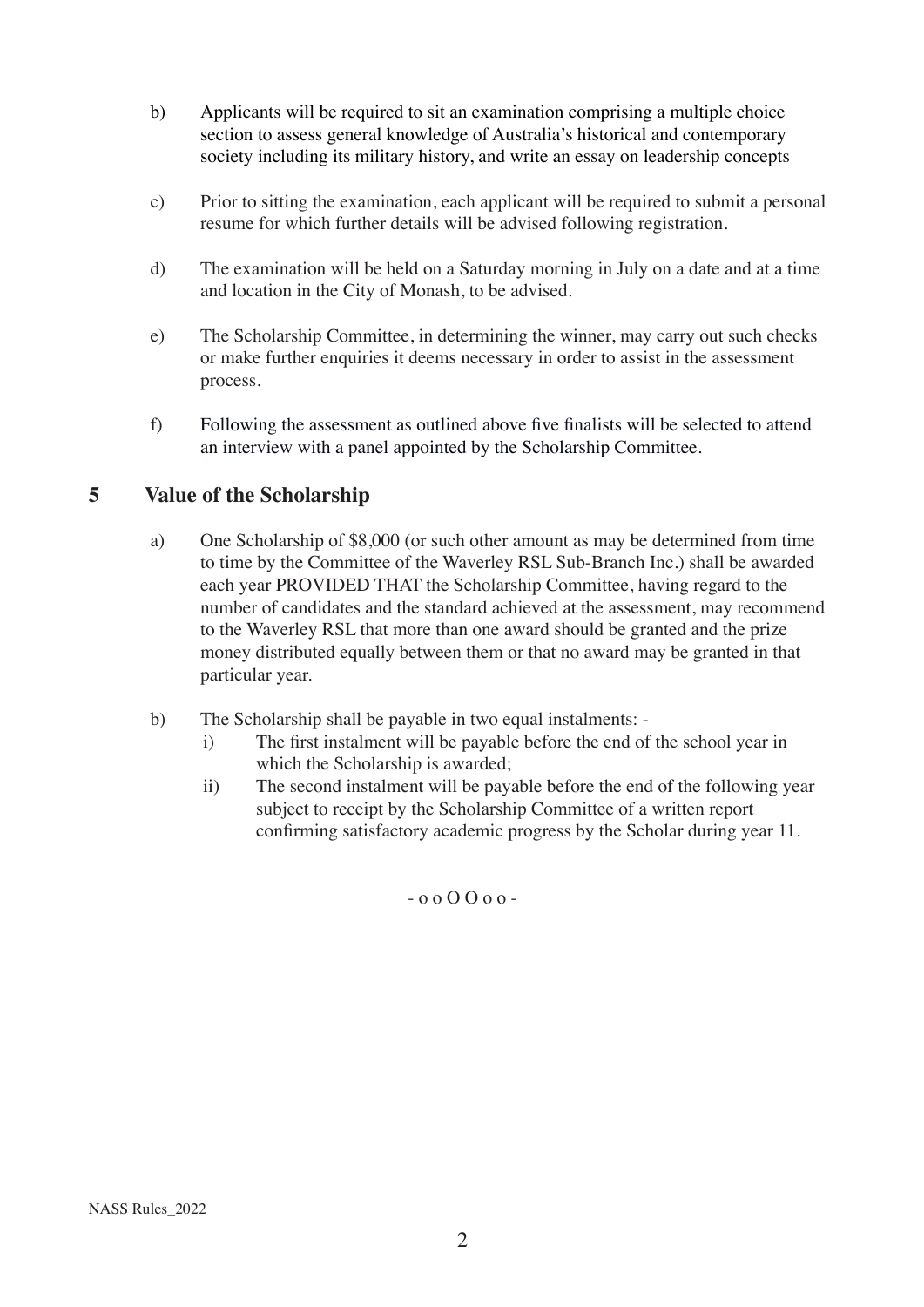b) Applicants will be required to sit an examination comprising a multiple choice section to assess general knowledge of Australia's historical and contemporary society including its military history, and write an essay on leadership concepts

c) Prior to sitting the examination, each applicant will be required to submit a personal resume for which further details will be advised following registration.

d) The examination will be held on a Saturday morning in July on a date and at a time and location in the City of Monash, to be advised.

e) The Scholarship Committee, in determining the winner, may carry out such checks or make further enquiries it deems necessary in order to assist in the assessment process.

f) Following the assessment as outlined above five finalists will be selected to attend an interview with a panel appointed by the Scholarship Committee.

## 5 Value of the Scholarship

a) One Scholarship of $8,000 (or such other amount as may be determined from time to time by the Committee of the Waverley RSL Sub-Branch Inc.) shall be awarded each year PROVIDED THAT the Scholarship Committee, having regard to the number of candidates and the standard achieved at the assessment, may recommend to the Waverley RSL that more than one award should be granted and the prize money distributed equally between them or that no award may be granted in that particular year.

b) The Scholarship shall be payable in two equal instalments: -
   i) The first instalment will be payable before the end of the school year in which the Scholarship is awarded;
   ii) The second instalment will be payable before the end of the following year subject to receipt by the Scholarship Committee of a written report confirming satisfactory academic progress by the Scholar during year 11.

- o o O O o o -

NASS Rules_2022